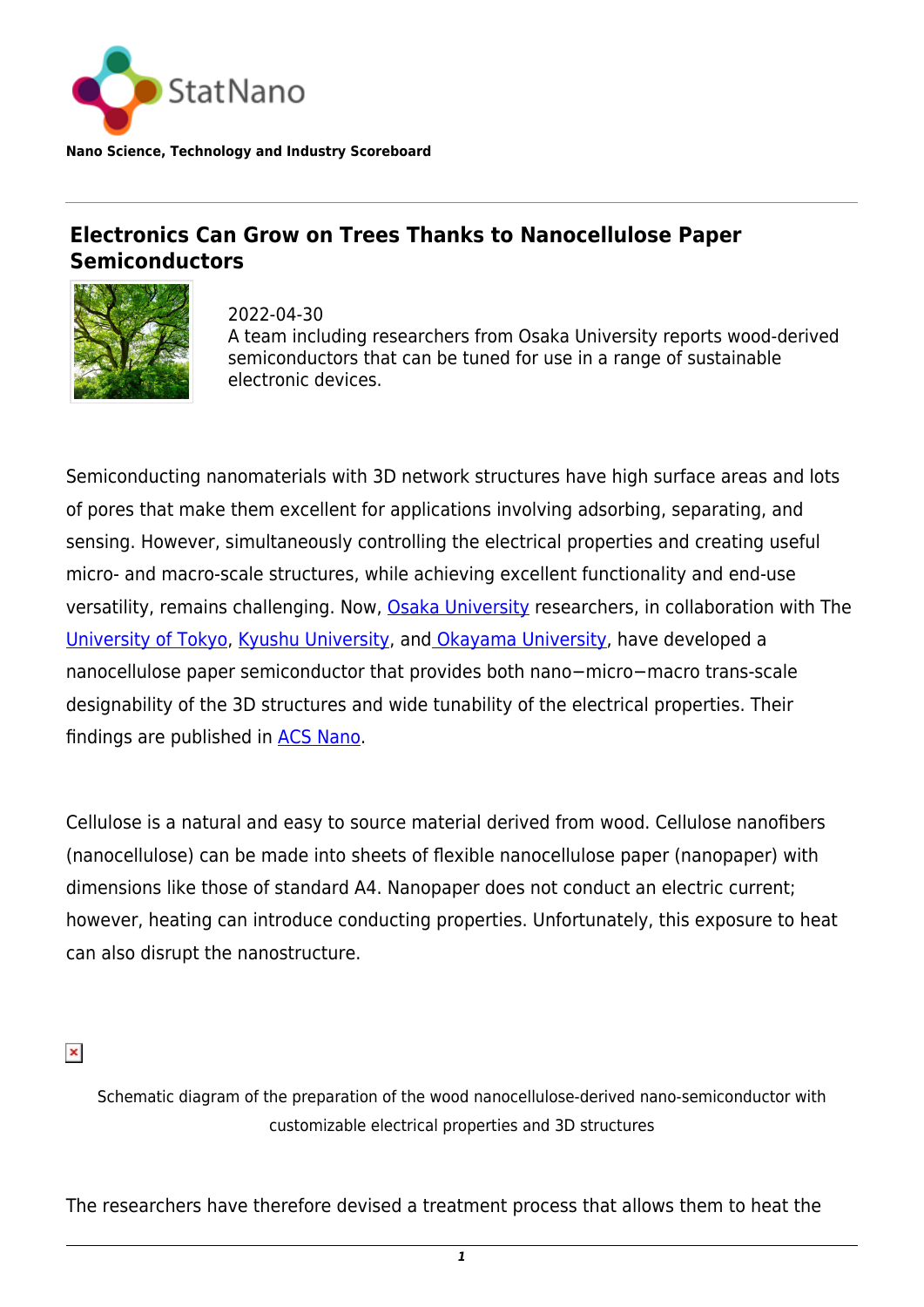StatNano

**Nano Science, Technology and Industry Scoreboard**

# Electronics Can Grow on Trees Thanks to Nanocellulose Paper Semiconductors

2022-04-30

A team including researchers from Osaka University reports wood-derived semiconductors that can be tuned for use in a range of sustainable electronic devices.

Semiconducting nanomaterials with 3D network structures have high surface areas and lots of pores that make them excellent for applications involving adsorbing, separating, and sensing. However, simultaneously controlling the electrical properties and creating useful micro- and macro-scale structures, while achieving excellent functionality and end-use versatility, remains challenging. Now, Osaka University researchers, in collaboration with The University of Tokyo, Kyushu University, and Okayama University, have developed a nanocellulose paper semiconductor that provides both nano−micro−macro trans-scale designability of the 3D structures and wide tunability of the electrical properties. Their findings are published in ACS Nano.

Cellulose is a natural and easy to source material derived from wood. Cellulose nanofibers (nanocellulose) can be made into sheets of flexible nanocellulose paper (nanopaper) with dimensions like those of standard A4. Nanopaper does not conduct an electric current; however, heating can introduce conducting properties. Unfortunately, this exposure to heat can also disrupt the nanostructure.

Schematic diagram of the preparation of the wood nanocellulose-derived nano-semiconductor with customizable electrical properties and 3D structures

The researchers have therefore devised a treatment process that allows them to heat the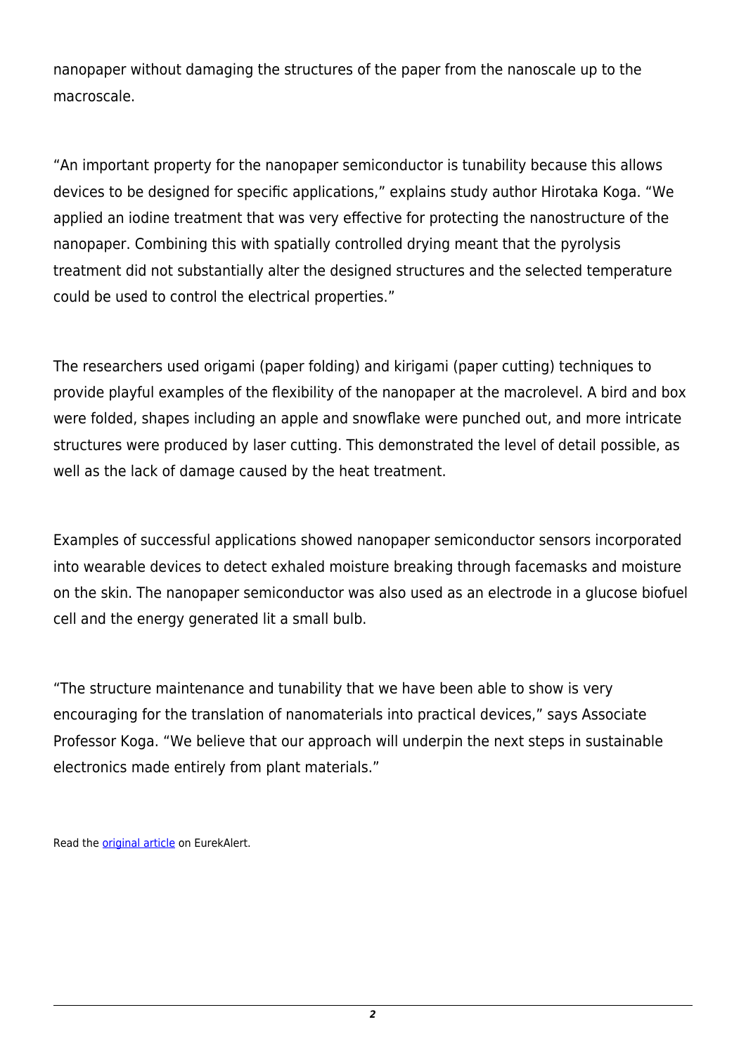nanopaper without damaging the structures of the paper from the nanoscale up to the macroscale.

"An important property for the nanopaper semiconductor is tunability because this allows devices to be designed for specific applications," explains study author Hirotaka Koga. "We applied an iodine treatment that was very effective for protecting the nanostructure of the nanopaper. Combining this with spatially controlled drying meant that the pyrolysis treatment did not substantially alter the designed structures and the selected temperature could be used to control the electrical properties."

The researchers used origami (paper folding) and kirigami (paper cutting) techniques to provide playful examples of the flexibility of the nanopaper at the macrolevel. A bird and box were folded, shapes including an apple and snowflake were punched out, and more intricate structures were produced by laser cutting. This demonstrated the level of detail possible, as well as the lack of damage caused by the heat treatment.

Examples of successful applications showed nanopaper semiconductor sensors incorporated into wearable devices to detect exhaled moisture breaking through facemasks and moisture on the skin. The nanopaper semiconductor was also used as an electrode in a glucose biofuel cell and the energy generated lit a small bulb.

"The structure maintenance and tunability that we have been able to show is very encouraging for the translation of nanomaterials into practical devices," says Associate Professor Koga. "We believe that our approach will underpin the next steps in sustainable electronics made entirely from plant materials."

Read the original article on EurekAlert.